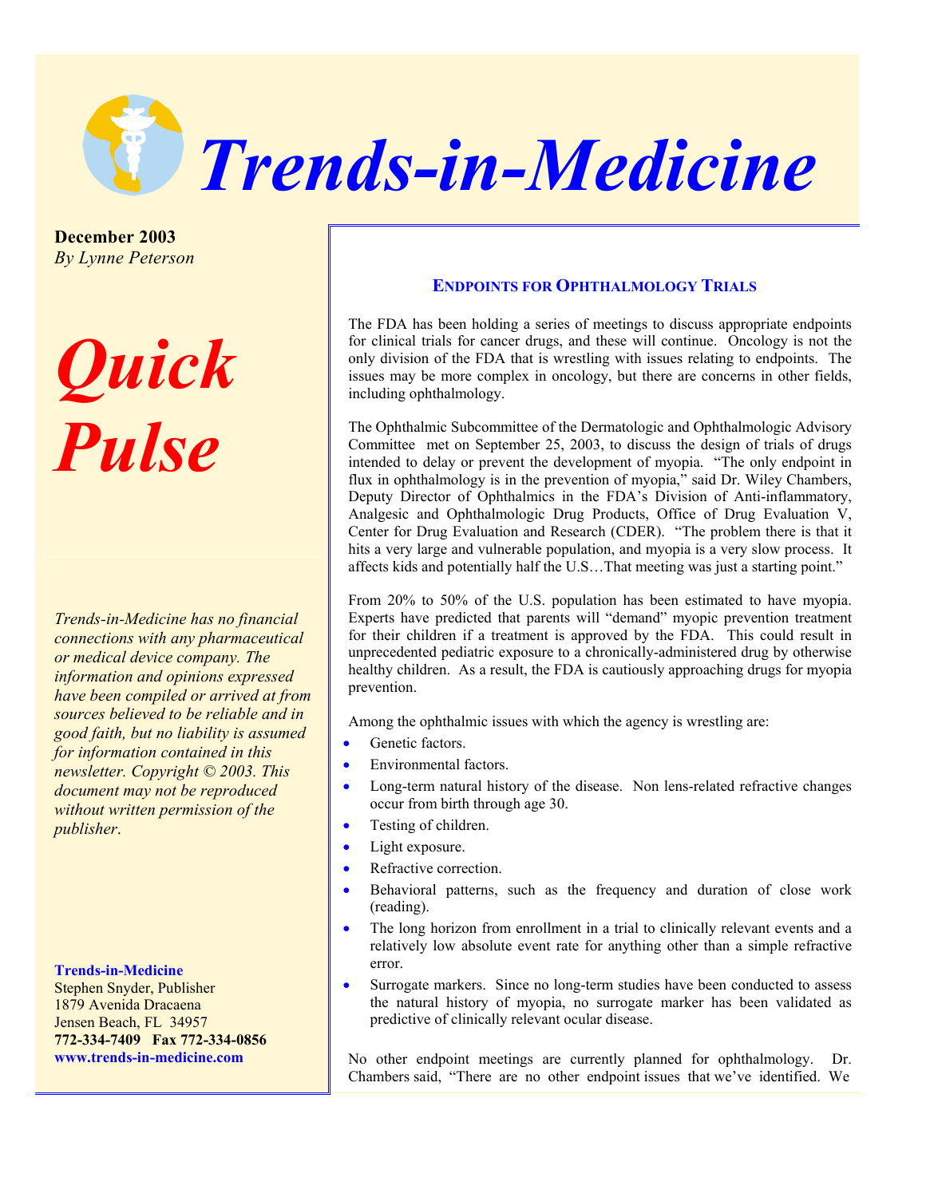# Trends-in-Medicine

**December 2003**
*By Lynne Peterson*

# *Quick Pulse*

*Trends-in-Medicine has no financial connections with any pharmaceutical or medical device company. The information and opinions expressed have been compiled or arrived at from sources believed to be reliable and in good faith, but no liability is assumed for information contained in this newsletter. Copyright © 2003. This document may not be reproduced without written permission of the publisher.*

**Trends-in-Medicine**
Stephen Snyder, Publisher
1879 Avenida Dracaena
Jensen Beach, FL 34957
**772-334-7409 Fax 772-334-0856**
**www.trends-in-medicine.com**

## ENDPOINTS FOR OPHTHALMOLOGY TRIALS

The FDA has been holding a series of meetings to discuss appropriate endpoints for clinical trials for cancer drugs, and these will continue. Oncology is not the only division of the FDA that is wrestling with issues relating to endpoints. The issues may be more complex in oncology, but there are concerns in other fields, including ophthalmology.

The Ophthalmic Subcommittee of the Dermatologic and Ophthalmologic Advisory Committee met on September 25, 2003, to discuss the design of trials of drugs intended to delay or prevent the development of myopia. "The only endpoint in flux in ophthalmology is in the prevention of myopia," said Dr. Wiley Chambers, Deputy Director of Ophthalmics in the FDA's Division of Anti-inflammatory, Analgesic and Ophthalmologic Drug Products, Office of Drug Evaluation V, Center for Drug Evaluation and Research (CDER). "The problem there is that it hits a very large and vulnerable population, and myopia is a very slow process. It affects kids and potentially half the U.S…That meeting was just a starting point."

From 20% to 50% of the U.S. population has been estimated to have myopia. Experts have predicted that parents will "demand" myopic prevention treatment for their children if a treatment is approved by the FDA. This could result in unprecedented pediatric exposure to a chronically-administered drug by otherwise healthy children. As a result, the FDA is cautiously approaching drugs for myopia prevention.

Among the ophthalmic issues with which the agency is wrestling are:

- Genetic factors.
- Environmental factors.
- Long-term natural history of the disease. Non lens-related refractive changes occur from birth through age 30.
- Testing of children.
- Light exposure.
- Refractive correction.
- Behavioral patterns, such as the frequency and duration of close work (reading).
- The long horizon from enrollment in a trial to clinically relevant events and a relatively low absolute event rate for anything other than a simple refractive error.
- Surrogate markers. Since no long-term studies have been conducted to assess the natural history of myopia, no surrogate marker has been validated as predictive of clinically relevant ocular disease.

No other endpoint meetings are currently planned for ophthalmology. Dr. Chambers said, "There are no other endpoint issues that we've identified. We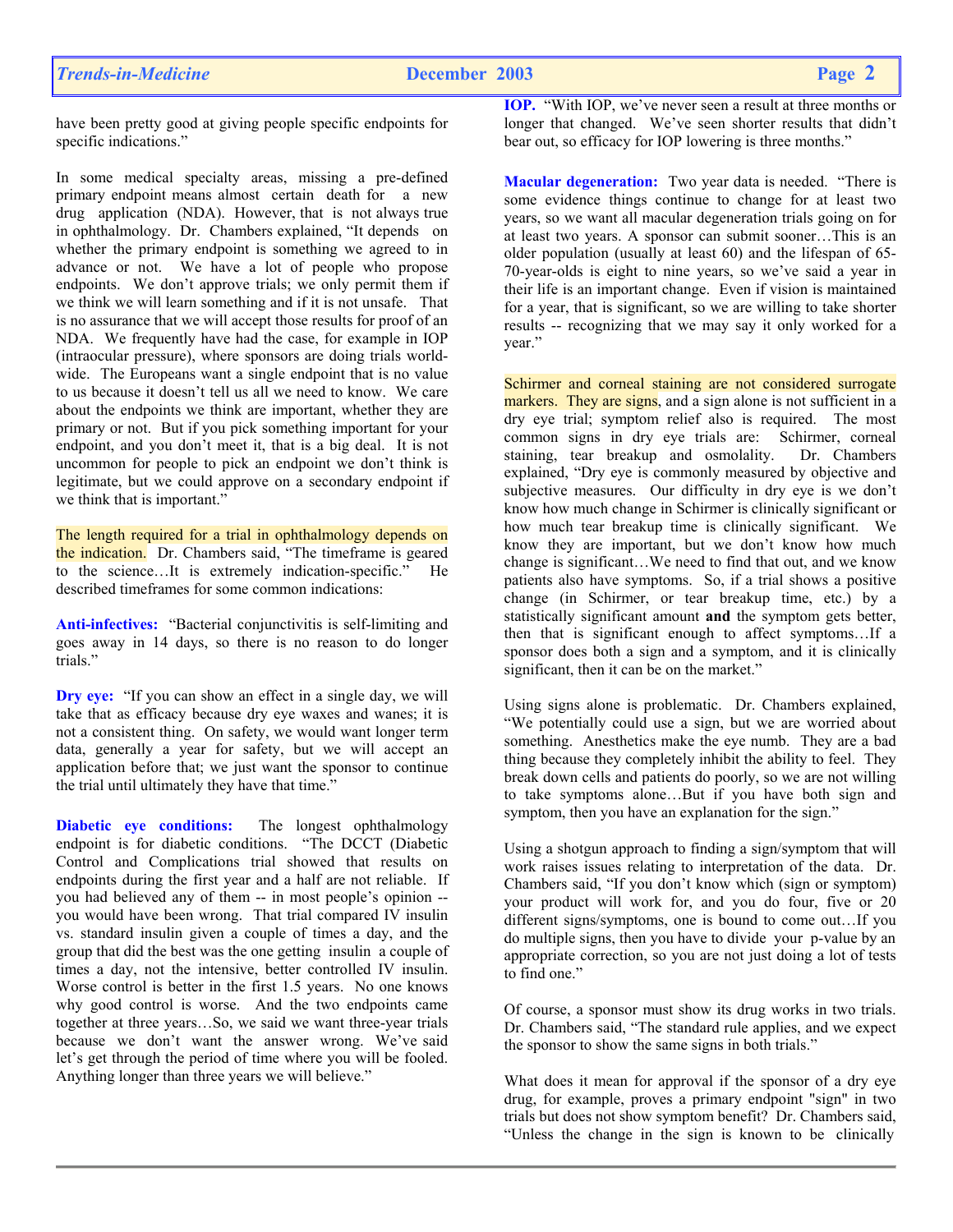have been pretty good at giving people specific endpoints for specific indications."

In some medical specialty areas, missing a pre-defined primary endpoint means almost certain death for a new drug application (NDA). However, that is not always true in ophthalmology. Dr. Chambers explained, "It depends on whether the primary endpoint is something we agreed to in advance or not. We have a lot of people who propose endpoints. We don't approve trials; we only permit them if we think we will learn something and if it is not unsafe. That is no assurance that we will accept those results for proof of an NDA. We frequently have had the case, for example in IOP (intraocular pressure), where sponsors are doing trials worldwide. The Europeans want a single endpoint that is no value to us because it doesn't tell us all we need to know. We care about the endpoints we think are important, whether they are primary or not. But if you pick something important for your endpoint, and you don't meet it, that is a big deal. It is not uncommon for people to pick an endpoint we don't think is legitimate, but we could approve on a secondary endpoint if we think that is important."

The length required for a trial in ophthalmology depends on the indication. Dr. Chambers said, "The timeframe is geared to the science…It is extremely indication-specific." He described timeframes for some common indications:

**Anti-infectives:** "Bacterial conjunctivitis is self-limiting and goes away in 14 days, so there is no reason to do longer trials."

**Dry eye:** "If you can show an effect in a single day, we will take that as efficacy because dry eye waxes and wanes; it is not a consistent thing. On safety, we would want longer term data, generally a year for safety, but we will accept an application before that; we just want the sponsor to continue the trial until ultimately they have that time."

**Diabetic eye conditions:** The longest ophthalmology endpoint is for diabetic conditions. "The DCCT (Diabetic Control and Complications trial showed that results on endpoints during the first year and a half are not reliable. If you had believed any of them -- in most people's opinion -- you would have been wrong. That trial compared IV insulin vs. standard insulin given a couple of times a day, and the group that did the best was the one getting insulin a couple of times a day, not the intensive, better controlled IV insulin. Worse control is better in the first 1.5 years. No one knows why good control is worse. And the two endpoints came together at three years…So, we said we want three-year trials because we don't want the answer wrong. We've said let's get through the period of time where you will be fooled. Anything longer than three years we will believe."

**IOP.** "With IOP, we've never seen a result at three months or longer that changed. We've seen shorter results that didn't bear out, so efficacy for IOP lowering is three months."

**Macular degeneration:** Two year data is needed. "There is some evidence things continue to change for at least two years, so we want all macular degeneration trials going on for at least two years. A sponsor can submit sooner…This is an older population (usually at least 60) and the lifespan of 65-70-year-olds is eight to nine years, so we've said a year in their life is an important change. Even if vision is maintained for a year, that is significant, so we are willing to take shorter results -- recognizing that we may say it only worked for a year."

Schirmer and corneal staining are not considered surrogate markers. They are signs, and a sign alone is not sufficient in a dry eye trial; symptom relief also is required. The most common signs in dry eye trials are: Schirmer, corneal staining, tear breakup and osmolality. Dr. Chambers explained, "Dry eye is commonly measured by objective and subjective measures. Our difficulty in dry eye is we don't know how much change in Schirmer is clinically significant or how much tear breakup time is clinically significant. We know they are important, but we don't know how much change is significant…We need to find that out, and we know patients also have symptoms. So, if a trial shows a positive change (in Schirmer, or tear breakup time, etc.) by a statistically significant amount **and** the symptom gets better, then that is significant enough to affect symptoms…If a sponsor does both a sign and a symptom, and it is clinically significant, then it can be on the market."

Using signs alone is problematic. Dr. Chambers explained, "We potentially could use a sign, but we are worried about something. Anesthetics make the eye numb. They are a bad thing because they completely inhibit the ability to feel. They break down cells and patients do poorly, so we are not willing to take symptoms alone…But if you have both sign and symptom, then you have an explanation for the sign."

Using a shotgun approach to finding a sign/symptom that will work raises issues relating to interpretation of the data. Dr. Chambers said, "If you don't know which (sign or symptom) your product will work for, and you do four, five or 20 different signs/symptoms, one is bound to come out…If you do multiple signs, then you have to divide your p-value by an appropriate correction, so you are not just doing a lot of tests to find one."

Of course, a sponsor must show its drug works in two trials. Dr. Chambers said, "The standard rule applies, and we expect the sponsor to show the same signs in both trials."

What does it mean for approval if the sponsor of a dry eye drug, for example, proves a primary endpoint "sign" in two trials but does not show symptom benefit? Dr. Chambers said, "Unless the change in the sign is known to be clinically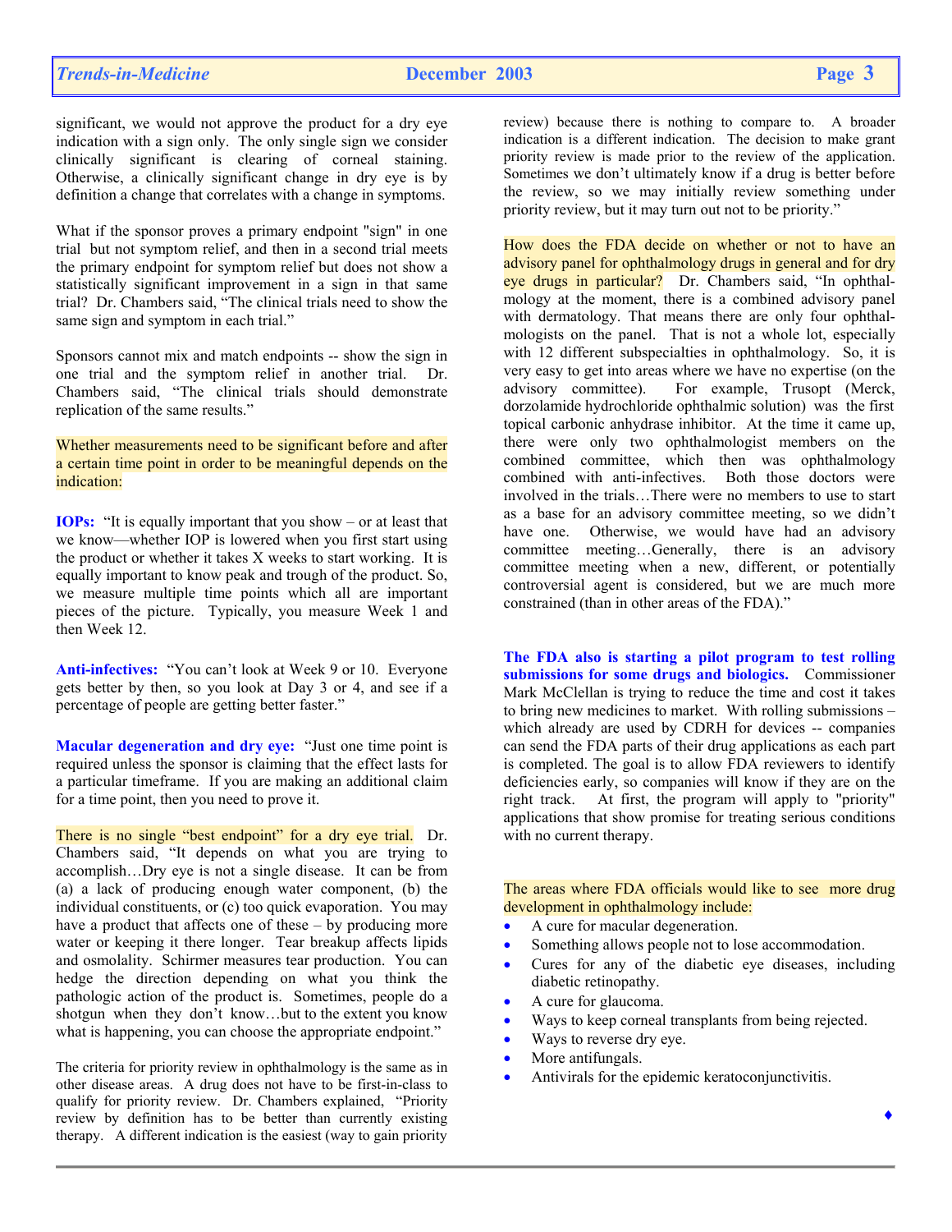significant, we would not approve the product for a dry eye indication with a sign only. The only single sign we consider clinically significant is clearing of corneal staining. Otherwise, a clinically significant change in dry eye is by definition a change that correlates with a change in symptoms.

What if the sponsor proves a primary endpoint "sign" in one trial but not symptom relief, and then in a second trial meets the primary endpoint for symptom relief but does not show a statistically significant improvement in a sign in that same trial? Dr. Chambers said, "The clinical trials need to show the same sign and symptom in each trial."

Sponsors cannot mix and match endpoints -- show the sign in one trial and the symptom relief in another trial. Dr. Chambers said, "The clinical trials should demonstrate replication of the same results."

Whether measurements need to be significant before and after a certain time point in order to be meaningful depends on the indication:

**IOPs:** "It is equally important that you show – or at least that we know—whether IOP is lowered when you first start using the product or whether it takes X weeks to start working. It is equally important to know peak and trough of the product. So, we measure multiple time points which all are important pieces of the picture. Typically, you measure Week 1 and then Week 12.

**Anti-infectives:** "You can't look at Week 9 or 10. Everyone gets better by then, so you look at Day 3 or 4, and see if a percentage of people are getting better faster."

**Macular degeneration and dry eye:** "Just one time point is required unless the sponsor is claiming that the effect lasts for a particular timeframe. If you are making an additional claim for a time point, then you need to prove it.

There is no single "best endpoint" for a dry eye trial. Dr. Chambers said, "It depends on what you are trying to accomplish…Dry eye is not a single disease. It can be from (a) a lack of producing enough water component, (b) the individual constituents, or (c) too quick evaporation. You may have a product that affects one of these – by producing more water or keeping it there longer. Tear breakup affects lipids and osmolality. Schirmer measures tear production. You can hedge the direction depending on what you think the pathologic action of the product is. Sometimes, people do a shotgun when they don't know…but to the extent you know what is happening, you can choose the appropriate endpoint."

The criteria for priority review in ophthalmology is the same as in other disease areas. A drug does not have to be first-in-class to qualify for priority review. Dr. Chambers explained, "Priority review by definition has to be better than currently existing therapy. A different indication is the easiest (way to gain priority review) because there is nothing to compare to. A broader indication is a different indication. The decision to make grant priority review is made prior to the review of the application. Sometimes we don't ultimately know if a drug is better before the review, so we may initially review something under priority review, but it may turn out not to be priority."

How does the FDA decide on whether or not to have an advisory panel for ophthalmology drugs in general and for dry eye drugs in particular? Dr. Chambers said, "In ophthalmology at the moment, there is a combined advisory panel with dermatology. That means there are only four ophthalmologists on the panel. That is not a whole lot, especially with 12 different subspecialties in ophthalmology. So, it is very easy to get into areas where we have no expertise (on the advisory committee). For example, Trusopt (Merck, dorzolamide hydrochloride ophthalmic solution) was the first topical carbonic anhydrase inhibitor. At the time it came up, there were only two ophthalmologist members on the combined committee, which then was ophthalmology combined with anti-infectives. Both those doctors were involved in the trials…There were no members to use to start as a base for an advisory committee meeting, so we didn't have one. Otherwise, we would have had an advisory committee meeting…Generally, there is an advisory committee meeting when a new, different, or potentially controversial agent is considered, but we are much more constrained (than in other areas of the FDA)."

**The FDA also is starting a pilot program to test rolling submissions for some drugs and biologics.** Commissioner Mark McClellan is trying to reduce the time and cost it takes to bring new medicines to market. With rolling submissions – which already are used by CDRH for devices -- companies can send the FDA parts of their drug applications as each part is completed. The goal is to allow FDA reviewers to identify deficiencies early, so companies will know if they are on the right track. At first, the program will apply to "priority" applications that show promise for treating serious conditions with no current therapy.

The areas where FDA officials would like to see more drug development in ophthalmology include:

- A cure for macular degeneration.
- Something allows people not to lose accommodation.
- Cures for any of the diabetic eye diseases, including diabetic retinopathy.
- A cure for glaucoma.
- Ways to keep corneal transplants from being rejected.
- Ways to reverse dry eye.
- More antifungals.
- Antivirals for the epidemic keratoconjunctivitis.

♦